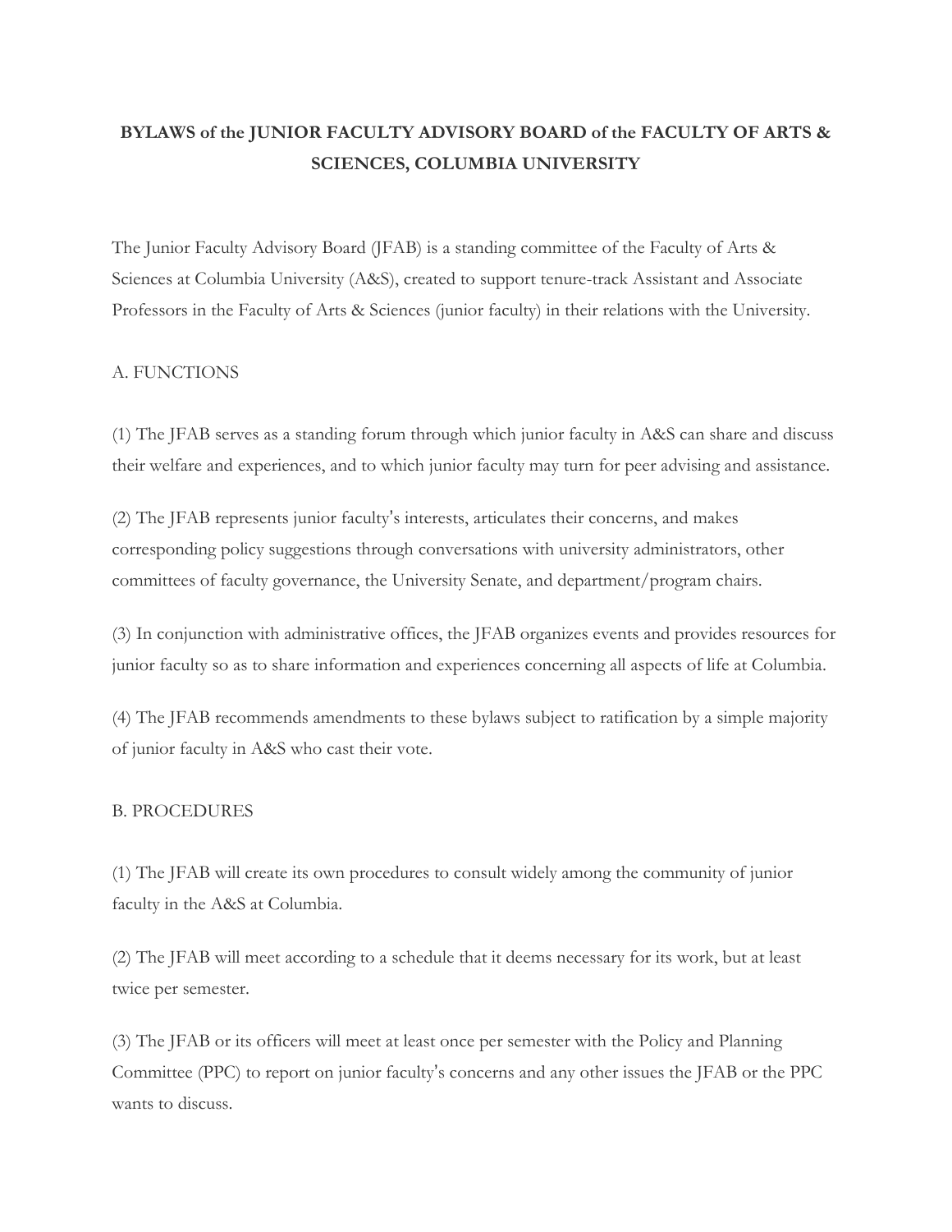# BYLAWS of the JUNIOR FACULTY ADVISORY BOARD of the FACULTY OF ARTS & SCIENCES, COLUMBIA UNIVERSITY

The Junior Faculty Advisory Board (JFAB) is a standing committee of the Faculty of Arts & Sciences at Columbia University (A&S), created to support tenure-track Assistant and Associate Professors in the Faculty of Arts & Sciences (junior faculty) in their relations with the University.

## A. FUNCTIONS

(1) The JFAB serves as a standing forum through which junior faculty in A&S can share and discuss their welfare and experiences, and to which junior faculty may turn for peer advising and assistance.

(2) The JFAB represents junior faculty's interests, articulates their concerns, and makes corresponding policy suggestions through conversations with university administrators, other committees of faculty governance, the University Senate, and department/program chairs.

(3) In conjunction with administrative offices, the JFAB organizes events and provides resources for junior faculty so as to share information and experiences concerning all aspects of life at Columbia.

(4) The JFAB recommends amendments to these bylaws subject to ratification by a simple majority of junior faculty in A&S who cast their vote.

## B. PROCEDURES

(1) The JFAB will create its own procedures to consult widely among the community of junior faculty in the A&S at Columbia.

(2) The JFAB will meet according to a schedule that it deems necessary for its work, but at least twice per semester.

(3) The JFAB or its officers will meet at least once per semester with the Policy and Planning Committee (PPC) to report on junior faculty's concerns and any other issues the JFAB or the PPC wants to discuss.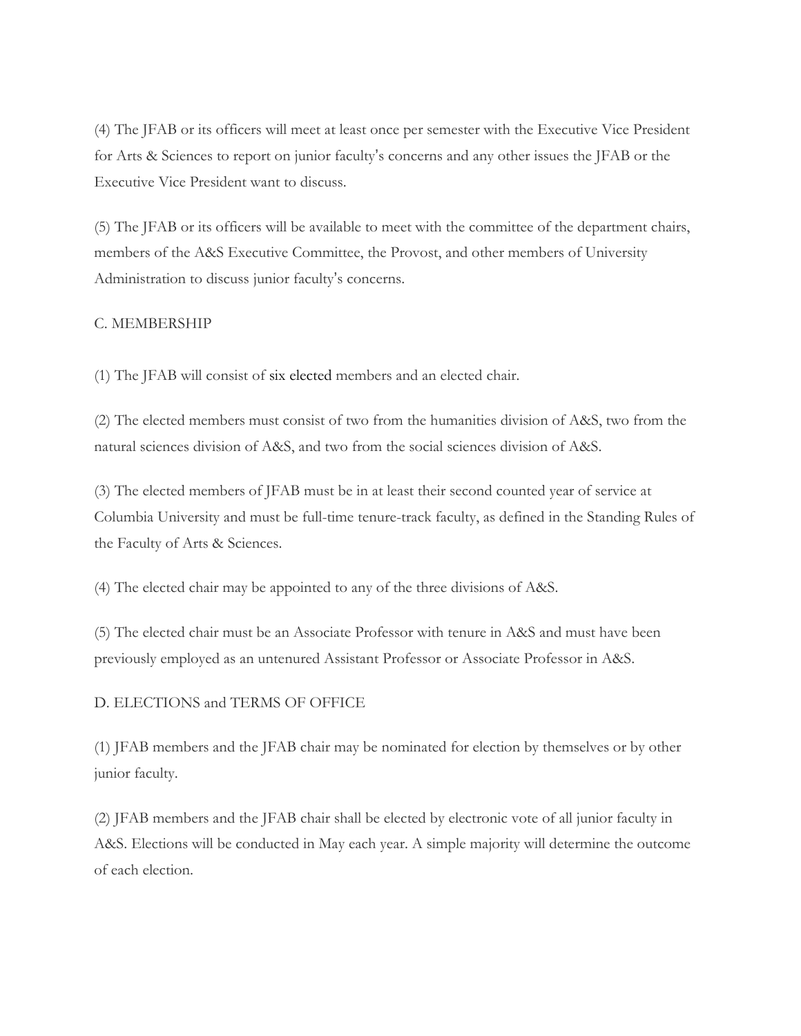(4) The JFAB or its officers will meet at least once per semester with the Executive Vice President for Arts & Sciences to report on junior faculty's concerns and any other issues the JFAB or the Executive Vice President want to discuss.

(5) The JFAB or its officers will be available to meet with the committee of the department chairs, members of the A&S Executive Committee, the Provost, and other members of University Administration to discuss junior faculty's concerns.

C. MEMBERSHIP

(1) The JFAB will consist of six elected members and an elected chair.

(2) The elected members must consist of two from the humanities division of A&S, two from the natural sciences division of A&S, and two from the social sciences division of A&S.

(3) The elected members of JFAB must be in at least their second counted year of service at Columbia University and must be full-time tenure-track faculty, as defined in the Standing Rules of the Faculty of Arts & Sciences.

(4) The elected chair may be appointed to any of the three divisions of A&S.

(5) The elected chair must be an Associate Professor with tenure in A&S and must have been previously employed as an untenured Assistant Professor or Associate Professor in A&S.

D. ELECTIONS and TERMS OF OFFICE

(1) JFAB members and the JFAB chair may be nominated for election by themselves or by other junior faculty.

(2) JFAB members and the JFAB chair shall be elected by electronic vote of all junior faculty in A&S. Elections will be conducted in May each year. A simple majority will determine the outcome of each election.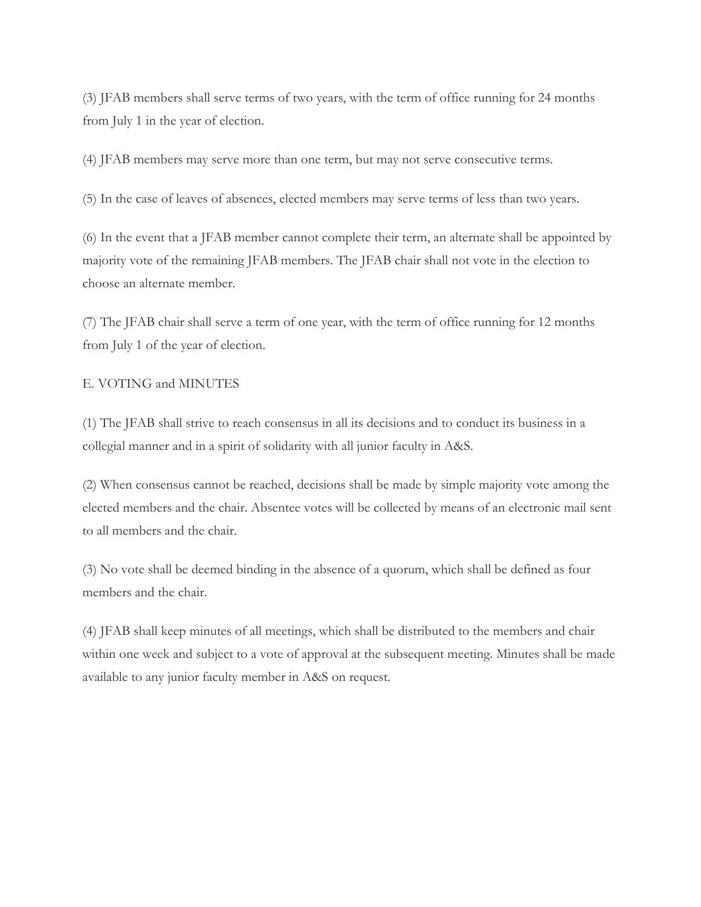(3) JFAB members shall serve terms of two years, with the term of office running for 24 months from July 1 in the year of election.

(4) JFAB members may serve more than one term, but may not serve consecutive terms.

(5) In the case of leaves of absences, elected members may serve terms of less than two years.

(6) In the event that a JFAB member cannot complete their term, an alternate shall be appointed by majority vote of the remaining JFAB members. The JFAB chair shall not vote in the election to choose an alternate member.

(7) The JFAB chair shall serve a term of one year, with the term of office running for 12 months from July 1 of the year of election.

E. VOTING and MINUTES

(1) The JFAB shall strive to reach consensus in all its decisions and to conduct its business in a collegial manner and in a spirit of solidarity with all junior faculty in A&S.

(2) When consensus cannot be reached, decisions shall be made by simple majority vote among the elected members and the chair. Absentee votes will be collected by means of an electronic mail sent to all members and the chair.

(3) No vote shall be deemed binding in the absence of a quorum, which shall be defined as four members and the chair.

(4) JFAB shall keep minutes of all meetings, which shall be distributed to the members and chair within one week and subject to a vote of approval at the subsequent meeting. Minutes shall be made available to any junior faculty member in A&S on request.